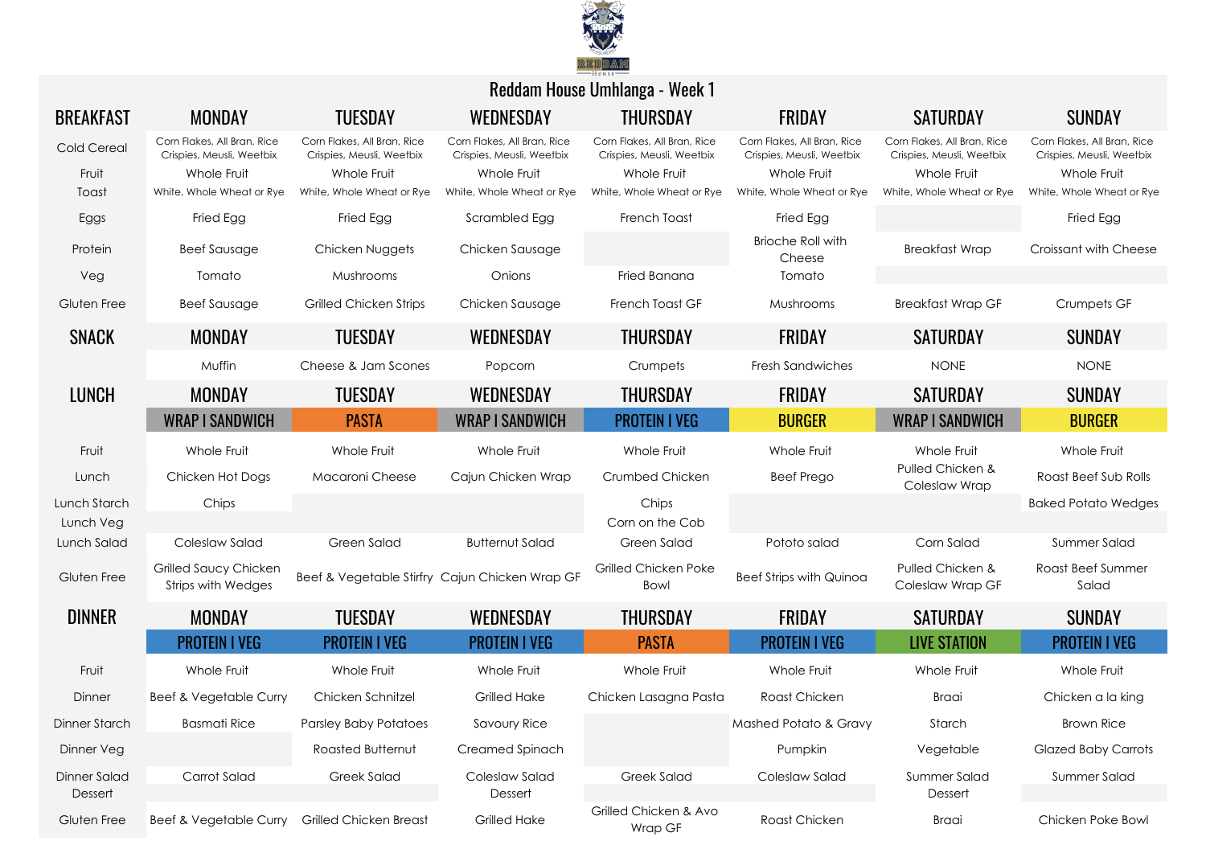# Reddam House Umhlanga - Week 1

| BREAKFAST | MONDAY | TUESDAY | WEDNESDAY | THURSDAY | FRIDAY | SATURDAY | SUNDAY |
|---|---|---|---|---|---|---|---|
| Cold Cereal | Corn Flakes, All Bran, Rice Crispies, Meusli, Weetbix | Corn Flakes, All Bran, Rice Crispies, Meusli, Weetbix | Corn Flakes, All Bran, Rice Crispies, Meusli, Weetbix | Corn Flakes, All Bran, Rice Crispies, Meusli, Weetbix | Corn Flakes, All Bran, Rice Crispies, Meusli, Weetbix | Corn Flakes, All Bran, Rice Crispies, Meusli, Weetbix | Corn Flakes, All Bran, Rice Crispies, Meusli, Weetbix |
| Fruit | Whole Fruit | Whole Fruit | Whole Fruit | Whole Fruit | Whole Fruit | Whole Fruit | Whole Fruit |
| Toast | White, Whole Wheat or Rye | White, Whole Wheat or Rye | White, Whole Wheat or Rye | White, Whole Wheat or Rye | White, Whole Wheat or Rye | White, Whole Wheat or Rye | White, Whole Wheat or Rye |
| Eggs | Fried Egg | Fried Egg | Scrambled Egg | French Toast | Fried Egg | | Fried Egg |
| Protein | Beef Sausage | Chicken Nuggets | Chicken Sausage | | Brioche Roll with Cheese | Breakfast Wrap | Croissant with Cheese |
| Veg | Tomato | Mushrooms | Onions | Fried Banana | Tomato | | |
| Gluten Free | Beef Sausage | Grilled Chicken Strips | Chicken Sausage | French Toast GF | Mushrooms | Breakfast Wrap GF | Crumpets GF |
| **SNACK** | **MONDAY** | **TUESDAY** | **WEDNESDAY** | **THURSDAY** | **FRIDAY** | **SATURDAY** | **SUNDAY** |
| | Muffin | Cheese & Jam Scones | Popcorn | Crumpets | Fresh Sandwiches | NONE | NONE |
| **LUNCH** | **MONDAY** | **TUESDAY** | **WEDNESDAY** | **THURSDAY** | **FRIDAY** | **SATURDAY** | **SUNDAY** |
| | WRAP I SANDWICH | PASTA | WRAP I SANDWICH | PROTEIN I VEG | BURGER | WRAP I SANDWICH | BURGER |
| Fruit | Whole Fruit | Whole Fruit | Whole Fruit | Whole Fruit | Whole Fruit | Whole Fruit | Whole Fruit |
| Lunch | Chicken Hot Dogs | Macaroni Cheese | Cajun Chicken Wrap | Crumbed Chicken | Beef Prego | Pulled Chicken & Coleslaw Wrap | Roast Beef Sub Rolls |
| Lunch Starch | Chips | | | Chips | | | Baked Potato Wedges |
| Lunch Veg | | | | Corn on the Cob | | | |
| Lunch Salad | Coleslaw Salad | Green Salad | Butternut Salad | Green Salad | Pototo salad | Corn Salad | Summer Salad |
| Gluten Free | Grilled Saucy Chicken Strips with Wedges | Beef & Vegetable Stirfry | Cajun Chicken Wrap GF | Grilled Chicken Poke Bowl | Beef Strips with Quinoa | Pulled Chicken & Coleslaw Wrap GF | Roast Beef Summer Salad |
| **DINNER** | **MONDAY** | **TUESDAY** | **WEDNESDAY** | **THURSDAY** | **FRIDAY** | **SATURDAY** | **SUNDAY** |
| | PROTEIN I VEG | PROTEIN I VEG | PROTEIN I VEG | PASTA | PROTEIN I VEG | LIVE STATION | PROTEIN I VEG |
| Fruit | Whole Fruit | Whole Fruit | Whole Fruit | Whole Fruit | Whole Fruit | Whole Fruit | Whole Fruit |
| Dinner | Beef & Vegetable Curry | Chicken Schnitzel | Grilled Hake | Chicken Lasagna Pasta | Roast Chicken | Braai | Chicken a la king |
| Dinner Starch | Basmati Rice | Parsley Baby Potatoes | Savoury Rice | | Mashed Potato & Gravy | Starch | Brown Rice |
| Dinner Veg | | Roasted Butternut | Creamed Spinach | | Pumpkin | Vegetable | Glazed Baby Carrots |
| Dinner Salad | Carrot Salad | Greek Salad | Coleslaw Salad | Greek Salad | Coleslaw Salad | Summer Salad | Summer Salad |
| Dessert | | | Dessert | | | Dessert | |
| Gluten Free | Beef & Vegetable Curry | Grilled Chicken Breast | Grilled Hake | Grilled Chicken & Avo Wrap GF | Roast Chicken | Braai | Chicken Poke Bowl |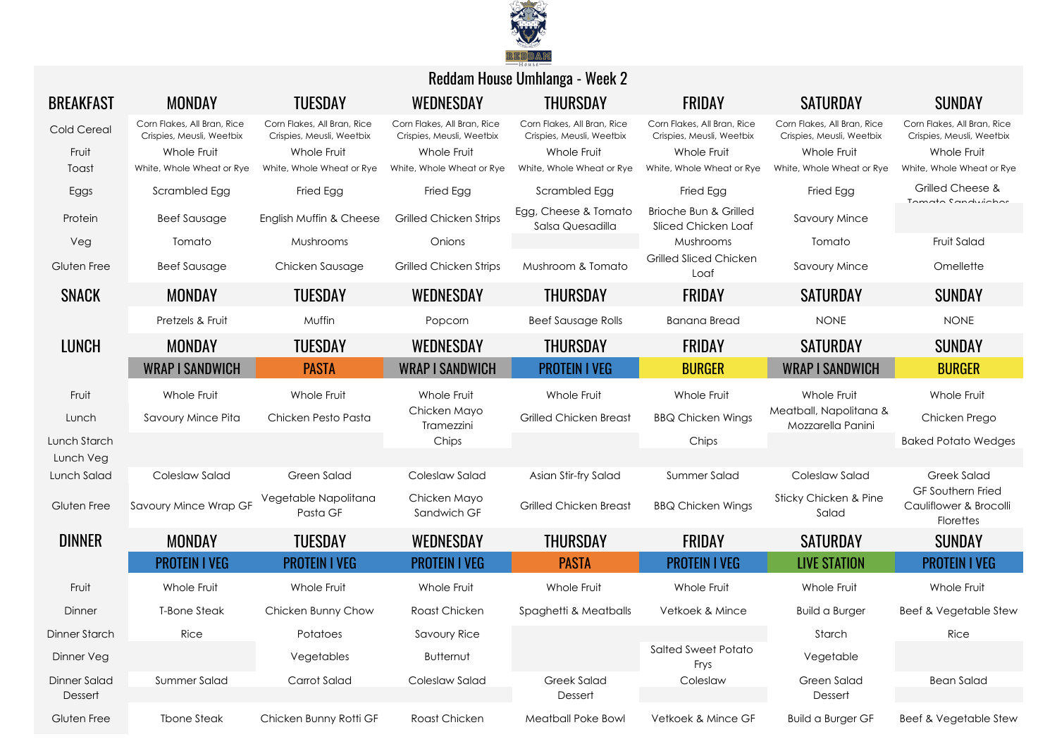# Reddam House Umhlanga - Week 2

| BREAKFAST | MONDAY | TUESDAY | WEDNESDAY | THURSDAY | FRIDAY | SATURDAY | SUNDAY |
|---|---|---|---|---|---|---|---|
| Cold Cereal | Corn Flakes, All Bran, Rice Crispies, Meusli, Weetbix | Corn Flakes, All Bran, Rice Crispies, Meusli, Weetbix | Corn Flakes, All Bran, Rice Crispies, Meusli, Weetbix | Corn Flakes, All Bran, Rice Crispies, Meusli, Weetbix | Corn Flakes, All Bran, Rice Crispies, Meusli, Weetbix | Corn Flakes, All Bran, Rice Crispies, Meusli, Weetbix | Corn Flakes, All Bran, Rice Crispies, Meusli, Weetbix |
| Fruit | Whole Fruit | Whole Fruit | Whole Fruit | Whole Fruit | Whole Fruit | Whole Fruit | Whole Fruit |
| Toast | White, Whole Wheat or Rye | White, Whole Wheat or Rye | White, Whole Wheat or Rye | White, Whole Wheat or Rye | White, Whole Wheat or Rye | White, Whole Wheat or Rye | White, Whole Wheat or Rye |
| Eggs | Scrambled Egg | Fried Egg | Fried Egg | Scrambled Egg | Fried Egg | Fried Egg | Grilled Cheese & Tomato Sandwiches |
| Protein | Beef Sausage | English Muffin & Cheese | Grilled Chicken Strips | Egg, Cheese & Tomato Salsa Quesadilla | Brioche Bun & Grilled Sliced Chicken Loaf | Savoury Mince | |
| Veg | Tomato | Mushrooms | Onions | | Mushrooms | Tomato | Fruit Salad |
| Gluten Free | Beef Sausage | Chicken Sausage | Grilled Chicken Strips | Mushroom & Tomato | Grilled Sliced Chicken Loaf | Savoury Mince | Omellette |

| SNACK | MONDAY | TUESDAY | WEDNESDAY | THURSDAY | FRIDAY | SATURDAY | SUNDAY |
|---|---|---|---|---|---|---|---|
| | Pretzels & Fruit | Muffin | Popcorn | Beef Sausage Rolls | Banana Bread | NONE | NONE |

| LUNCH | MONDAY | TUESDAY | WEDNESDAY | THURSDAY | FRIDAY | SATURDAY | SUNDAY |
|---|---|---|---|---|---|---|---|
| | WRAP I SANDWICH | PASTA | WRAP I SANDWICH | PROTEIN I VEG | BURGER | WRAP I SANDWICH | BURGER |
| Fruit | Whole Fruit | Whole Fruit | Whole Fruit | Whole Fruit | Whole Fruit | Whole Fruit | Whole Fruit |
| Lunch | Savoury Mince Pita | Chicken Pesto Pasta | Chicken Mayo Tramezzini | Grilled Chicken Breast | BBQ Chicken Wings | Meatball, Napolitana & Mozzarella Panini | Chicken Prego |
| Lunch Starch | | | Chips | | Chips | | Baked Potato Wedges |
| Lunch Veg | | | | | | | |
| Lunch Salad | Coleslaw Salad | Green Salad | Coleslaw Salad | Asian Stir-fry Salad | Summer Salad | Coleslaw Salad | Greek Salad |
| Gluten Free | Savoury Mince Wrap GF | Vegetable Napolitana Pasta GF | Chicken Mayo Sandwich GF | Grilled Chicken Breast | BBQ Chicken Wings | Sticky Chicken & Pine Salad | GF Southern Fried Cauliflower & Brocolli Florettes |

| DINNER | MONDAY | TUESDAY | WEDNESDAY | THURSDAY | FRIDAY | SATURDAY | SUNDAY |
|---|---|---|---|---|---|---|---|
| | PROTEIN I VEG | PROTEIN I VEG | PROTEIN I VEG | PASTA | PROTEIN I VEG | LIVE STATION | PROTEIN I VEG |
| Fruit | Whole Fruit | Whole Fruit | Whole Fruit | Whole Fruit | Whole Fruit | Whole Fruit | Whole Fruit |
| Dinner | T-Bone Steak | Chicken Bunny Chow | Roast Chicken | Spaghetti & Meatballs | Vetkoek & Mince | Build a Burger | Beef & Vegetable Stew |
| Dinner Starch | Rice | Potatoes | Savoury Rice | | | Starch | Rice |
| Dinner Veg | | Vegetables | Butternut | | Salted Sweet Potato Frys | Vegetable | |
| Dinner Salad | Summer Salad | Carrot Salad | Coleslaw Salad | Greek Salad | Coleslaw | Green Salad | Bean Salad |
| Dessert | | | | Dessert | | Dessert | |
| Gluten Free | Tbone Steak | Chicken Bunny Rotti GF | Roast Chicken | Meatball Poke Bowl | Vetkoek & Mince GF | Build a Burger GF | Beef & Vegetable Stew |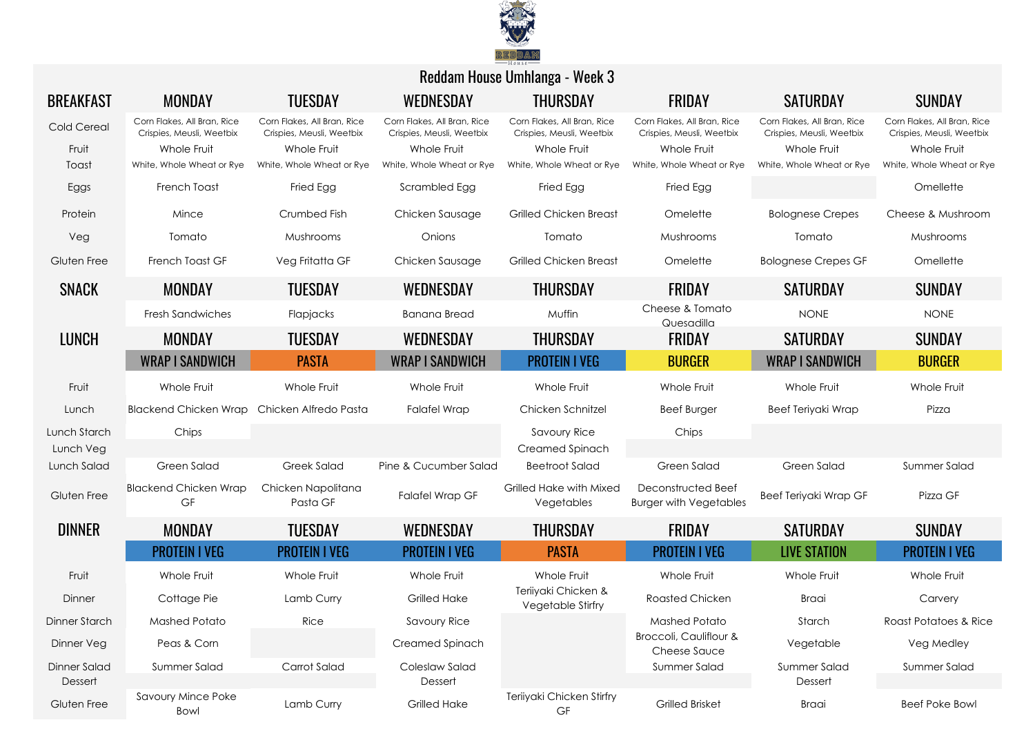# Reddam House Umhlanga - Week 3

| BREAKFAST | MONDAY | TUESDAY | WEDNESDAY | THURSDAY | FRIDAY | SATURDAY | SUNDAY |
|---|---|---|---|---|---|---|---|
| Cold Cereal | Corn Flakes, All Bran, Rice Crispies, Meusli, Weetbix | Corn Flakes, All Bran, Rice Crispies, Meusli, Weetbix | Corn Flakes, All Bran, Rice Crispies, Meusli, Weetbix | Corn Flakes, All Bran, Rice Crispies, Meusli, Weetbix | Corn Flakes, All Bran, Rice Crispies, Meusli, Weetbix | Corn Flakes, All Bran, Rice Crispies, Meusli, Weetbix | Corn Flakes, All Bran, Rice Crispies, Meusli, Weetbix |
| Fruit | Whole Fruit | Whole Fruit | Whole Fruit | Whole Fruit | Whole Fruit | Whole Fruit | Whole Fruit |
| Toast | White, Whole Wheat or Rye | White, Whole Wheat or Rye | White, Whole Wheat or Rye | White, Whole Wheat or Rye | White, Whole Wheat or Rye | White, Whole Wheat or Rye | White, Whole Wheat or Rye |
| Eggs | French Toast | Fried Egg | Scrambled Egg | Fried Egg | Fried Egg | | Omellette |
| Protein | Mince | Crumbed Fish | Chicken Sausage | Grilled Chicken Breast | Omelette | Bolognese Crepes | Cheese & Mushroom |
| Veg | Tomato | Mushrooms | Onions | Tomato | Mushrooms | Tomato | Mushrooms |
| Gluten Free | French Toast GF | Veg Fritatta GF | Chicken Sausage | Grilled Chicken Breast | Omelette | Bolognese Crepes GF | Omellette |

| SNACK | MONDAY | TUESDAY | WEDNESDAY | THURSDAY | FRIDAY | SATURDAY | SUNDAY |
|---|---|---|---|---|---|---|---|
| | Fresh Sandwiches | Flapjacks | Banana Bread | Muffin | Cheese & Tomato Quesadilla | NONE | NONE |

| LUNCH | MONDAY | TUESDAY | WEDNESDAY | THURSDAY | FRIDAY | SATURDAY | SUNDAY |
|---|---|---|---|---|---|---|---|
| | WRAP I SANDWICH | PASTA | WRAP I SANDWICH | PROTEIN I VEG | BURGER | WRAP I SANDWICH | BURGER |
| Fruit | Whole Fruit | Whole Fruit | Whole Fruit | Whole Fruit | Whole Fruit | Whole Fruit | Whole Fruit |
| Lunch | Blackend Chicken Wrap | Chicken Alfredo Pasta | Falafel Wrap | Chicken Schnitzel | Beef Burger | Beef Teriyaki Wrap | Pizza |
| Lunch Starch | Chips | | | Savoury Rice | Chips | | |
| Lunch Veg | | | | Creamed Spinach | | | |
| Lunch Salad | Green Salad | Greek Salad | Pine & Cucumber Salad | Beetroot Salad | Green Salad | Green Salad | Summer Salad |
| Gluten Free | Blackend Chicken Wrap GF | Chicken Napolitana Pasta GF | Falafel Wrap GF | Grilled Hake with Mixed Vegetables | Deconstructed Beef Burger with Vegetables | Beef Teriyaki Wrap GF | Pizza GF |

| DINNER | MONDAY | TUESDAY | WEDNESDAY | THURSDAY | FRIDAY | SATURDAY | SUNDAY |
|---|---|---|---|---|---|---|---|
| | PROTEIN I VEG | PROTEIN I VEG | PROTEIN I VEG | PASTA | PROTEIN I VEG | LIVE STATION | PROTEIN I VEG |
| Fruit | Whole Fruit | Whole Fruit | Whole Fruit | Whole Fruit | Whole Fruit | Whole Fruit | Whole Fruit |
| Dinner | Cottage Pie | Lamb Curry | Grilled Hake | Teriiyaki Chicken & Vegetable Stirfry | Roasted Chicken | Braai | Carvery |
| Dinner Starch | Mashed Potato | Rice | Savoury Rice | | Mashed Potato | Starch | Roast Potatoes & Rice |
| Dinner Veg | Peas & Corn | | Creamed Spinach | | Broccoli, Cauliflour & Cheese Sauce | Vegetable | Veg Medley |
| Dinner Salad | Summer Salad | Carrot Salad | Coleslaw Salad | | Summer Salad | Summer Salad | Summer Salad |
| Dessert | | | Dessert | | | Dessert | |
| Gluten Free | Savoury Mince Poke Bowl | Lamb Curry | Grilled Hake | Teriiyaki Chicken Stirfry GF | Grilled Brisket | Braai | Beef Poke Bowl |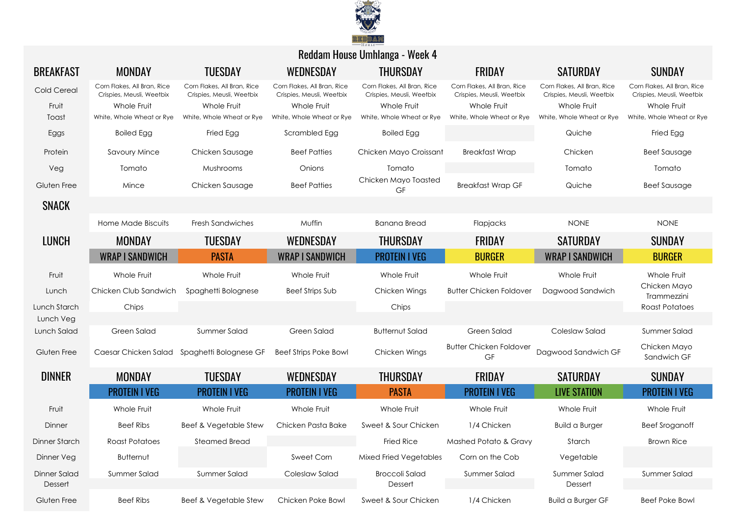# Reddam House Umhlanga - Week 4

| BREAKFAST | MONDAY | TUESDAY | WEDNESDAY | THURSDAY | FRIDAY | SATURDAY | SUNDAY |
|---|---|---|---|---|---|---|---|
| Cold Cereal | Corn Flakes, All Bran, Rice Crispies, Meusli, Weetbix | Corn Flakes, All Bran, Rice Crispies, Meusli, Weetbix | Corn Flakes, All Bran, Rice Crispies, Meusli, Weetbix | Corn Flakes, All Bran, Rice Crispies, Meusli, Weetbix | Corn Flakes, All Bran, Rice Crispies, Meusli, Weetbix | Corn Flakes, All Bran, Rice Crispies, Meusli, Weetbix | Corn Flakes, All Bran, Rice Crispies, Meusli, Weetbix |
| Fruit | Whole Fruit | Whole Fruit | Whole Fruit | Whole Fruit | Whole Fruit | Whole Fruit | Whole Fruit |
| Toast | White, Whole Wheat or Rye | White, Whole Wheat or Rye | White, Whole Wheat or Rye | White, Whole Wheat or Rye | White, Whole Wheat or Rye | White, Whole Wheat or Rye | White, Whole Wheat or Rye |
| Eggs | Boiled Egg | Fried Egg | Scrambled Egg | Boiled Egg | | Quiche | Fried Egg |
| Protein | Savoury Mince | Chicken Sausage | Beef Patties | Chicken Mayo Croissant | Breakfast Wrap | Chicken | Beef Sausage |
| Veg | Tomato | Mushrooms | Onions | Tomato | | Tomato | Tomato |
| Gluten Free | Mince | Chicken Sausage | Beef Patties | Chicken Mayo Toasted GF | Breakfast Wrap GF | Quiche | Beef Sausage |
| **SNACK** | | | | | | | |
| | Home Made Biscuits | Fresh Sandwiches | Muffin | Banana Bread | Flapjacks | NONE | NONE |
| **LUNCH** | **MONDAY** | **TUESDAY** | **WEDNESDAY** | **THURSDAY** | **FRIDAY** | **SATURDAY** | **SUNDAY** |
| | WRAP I SANDWICH | PASTA | WRAP I SANDWICH | PROTEIN I VEG | BURGER | WRAP I SANDWICH | BURGER |
| Fruit | Whole Fruit | Whole Fruit | Whole Fruit | Whole Fruit | Whole Fruit | Whole Fruit | Whole Fruit |
| Lunch | Chicken Club Sandwich | Spaghetti Bolognese | Beef Strips Sub | Chicken Wings | Butter Chicken Foldover | Dagwood Sandwich | Chicken Mayo Trammezzini |
| Lunch Starch | Chips | | | Chips | | | Roast Potatoes |
| Lunch Veg | | | | | | | |
| Lunch Salad | Green Salad | Summer Salad | Green Salad | Butternut Salad | Green Salad | Coleslaw Salad | Summer Salad |
| Gluten Free | Caesar Chicken Salad | Spaghetti Bolognese GF | Beef Strips Poke Bowl | Chicken Wings | Butter Chicken Foldover GF | Dagwood Sandwich GF | Chicken Mayo Sandwich GF |
| **DINNER** | **MONDAY** | **TUESDAY** | **WEDNESDAY** | **THURSDAY** | **FRIDAY** | **SATURDAY** | **SUNDAY** |
| | PROTEIN I VEG | PROTEIN I VEG | PROTEIN I VEG | PASTA | PROTEIN I VEG | LIVE STATION | PROTEIN I VEG |
| Fruit | Whole Fruit | Whole Fruit | Whole Fruit | Whole Fruit | Whole Fruit | Whole Fruit | Whole Fruit |
| Dinner | Beef Ribs | Beef & Vegetable Stew | Chicken Pasta Bake | Sweet & Sour Chicken | 1/4 Chicken | Build a Burger | Beef Sroganoff |
| Dinner Starch | Roast Potatoes | Steamed Bread | | Fried Rice | Mashed Potato & Gravy | Starch | Brown Rice |
| Dinner Veg | Butternut | | Sweet Corn | Mixed Fried Vegetables | Corn on the Cob | Vegetable | |
| Dinner Salad | Summer Salad | Summer Salad | Coleslaw Salad | Broccoli Salad | Summer Salad | Summer Salad | Summer Salad |
| Dessert | | | | Dessert | | Dessert | |
| Gluten Free | Beef Ribs | Beef & Vegetable Stew | Chicken Poke Bowl | Sweet & Sour Chicken | 1/4 Chicken | Build a Burger GF | Beef Poke Bowl |